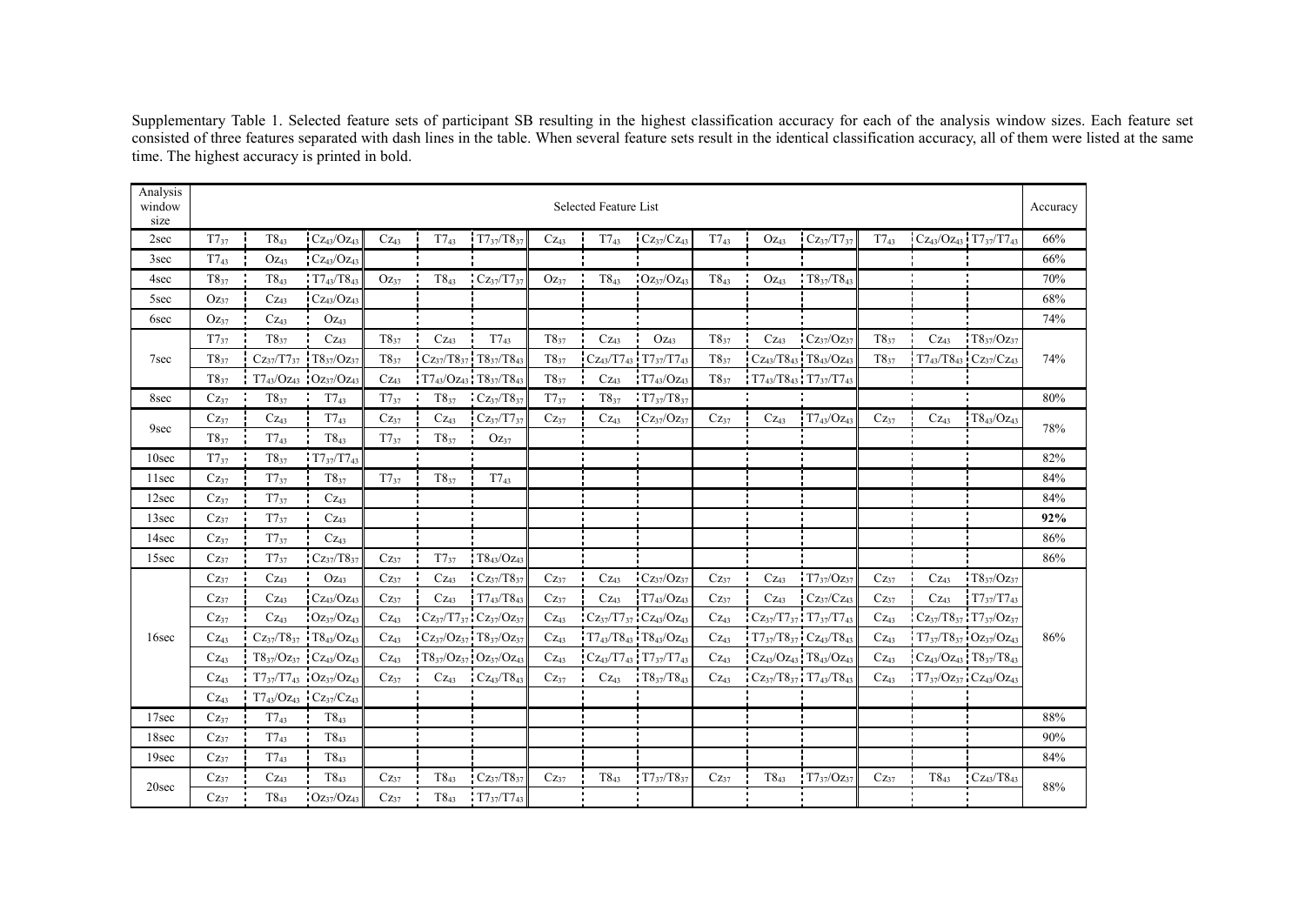Supplementary Table 1. Selected feature sets of participant SB resulting in the highest classification accuracy for each of the analysis window sizes. Each feature set consisted of three features separated with dash lines in the table. When several feature sets result in the identical classification accuracy, all of them were listed at the same time. The highest accuracy is printed in bold.

| Analysis window size | Selected Feature List | | | | | | | | | | | | | | | Accuracy |
|---|---|---|---|---|---|---|---|---|---|---|---|---|---|---|---|---|
| 2sec | $T7_{37}$ | $T8_{43}$ | $Cz_{43}/Oz_{43}$ | $Cz_{43}$ | $T7_{43}$ | $T7_{37}/T8_{37}$ | $Cz_{43}$ | $T7_{43}$ | $Cz_{37}/Cz_{43}$ | $T7_{43}$ | $Oz_{43}$ | $Cz_{37}/T7_{37}$ | $T7_{43}$ | $Cz_{43}/Oz_{43}$ | $T7_{37}/T7_{43}$ | 66% |
| 3sec | $T7_{43}$ | $Oz_{43}$ | $Cz_{43}/Oz_{43}$ | | | | | | | | | | | | | 66% |
| 4sec | $T8_{37}$ | $T8_{43}$ | $T7_{43}/T8_{43}$ | $Oz_{37}$ | $T8_{43}$ | $Cz_{37}/T7_{37}$ | $Oz_{37}$ | $T8_{43}$ | $Oz_{37}/Oz_{43}$ | $T8_{43}$ | $Oz_{43}$ | $T8_{37}/T8_{43}$ | | | | 70% |
| 5sec | $Oz_{37}$ | $Cz_{43}$ | $Cz_{43}/Oz_{43}$ | | | | | | | | | | | | | 68% |
| 6sec | $Oz_{37}$ | $Cz_{43}$ | $Oz_{43}$ | | | | | | | | | | | | | 74% |
| 7sec | $T7_{37}$ | $T8_{37}$ | $Cz_{43}$ | $T8_{37}$ | $Cz_{43}$ | $T7_{43}$ | $T8_{37}$ | $Cz_{43}$ | $Oz_{43}$ | $T8_{37}$ | $Cz_{43}$ | $Cz_{37}/Oz_{37}$ | $T8_{37}$ | $Cz_{43}$ | $T8_{37}/Oz_{37}$ | 74% |
| | $T8_{37}$ | $Cz_{37}/T7_{37}$ | $T8_{37}/Oz_{37}$ | $T8_{37}$ | $Cz_{37}/T8_{37}$ | $T8_{37}/T8_{43}$ | $T8_{37}$ | $Cz_{43}/T7_{43}$ | $T7_{37}/T7_{43}$ | $T8_{37}$ | $Cz_{43}/T8_{43}$ | $T8_{43}/Oz_{43}$ | $T8_{37}$ | $T7_{43}/T8_{43}$ | $Cz_{37}/Cz_{43}$ | |
| | $T8_{37}$ | $T7_{43}/Oz_{43}$ | $Oz_{37}/Oz_{43}$ | $Cz_{43}$ | $T7_{43}/Oz_{43}$ | $T8_{37}/T8_{43}$ | $T8_{37}$ | $Cz_{43}$ | $T7_{43}/Oz_{43}$ | $T8_{37}$ | $T7_{43}/T8_{43}$ | $T7_{37}/T7_{43}$ | | | | |
| 8sec | $Cz_{37}$ | $T8_{37}$ | $T7_{43}$ | $T7_{37}$ | $T8_{37}$ | $Cz_{37}/T8_{37}$ | $T7_{37}$ | $T8_{37}$ | $T7_{37}/T8_{37}$ | | | | | | | 80% |
| 9sec | $Cz_{37}$ | $Cz_{43}$ | $T7_{43}$ | $Cz_{37}$ | $Cz_{43}$ | $Cz_{37}/T7_{37}$ | $Cz_{37}$ | $Cz_{43}$ | $Cz_{37}/Oz_{37}$ | $Cz_{37}$ | $Cz_{43}$ | $T7_{43}/Oz_{43}$ | $Cz_{37}$ | $Cz_{43}$ | $T8_{43}/Oz_{43}$ | 78% |
| | $T8_{37}$ | $T7_{43}$ | $T8_{43}$ | $T7_{37}$ | $T8_{37}$ | $Oz_{37}$ | | | | | | | | | | |
| 10sec | $T7_{37}$ | $T8_{37}$ | $T7_{37}/T7_{43}$ | | | | | | | | | | | | | 82% |
| 11sec | $Cz_{37}$ | $T7_{37}$ | $T8_{37}$ | $T7_{37}$ | $T8_{37}$ | $T7_{43}$ | | | | | | | | | | 84% |
| 12sec | $Cz_{37}$ | $T7_{37}$ | $Cz_{43}$ | | | | | | | | | | | | | 84% |
| 13sec | $Cz_{37}$ | $T7_{37}$ | $Cz_{43}$ | | | | | | | | | | | | | **92%** |
| 14sec | $Cz_{37}$ | $T7_{37}$ | $Cz_{43}$ | | | | | | | | | | | | | 86% |
| 15sec | $Cz_{37}$ | $T7_{37}$ | $Cz_{37}/T8_{37}$ | $Cz_{37}$ | $T7_{37}$ | $T8_{43}/Oz_{43}$ | | | | | | | | | | 86% |
| 16sec | $Cz_{37}$ | $Cz_{43}$ | $Oz_{43}$ | $Cz_{37}$ | $Cz_{43}$ | $Cz_{37}/T8_{37}$ | $Cz_{37}$ | $Cz_{43}$ | $Cz_{37}/Oz_{37}$ | $Cz_{37}$ | $Cz_{43}$ | $T7_{37}/Oz_{37}$ | $Cz_{37}$ | $Cz_{43}$ | $T8_{37}/Oz_{37}$ | 86% |
| | $Cz_{37}$ | $Cz_{43}$ | $Cz_{43}/Oz_{43}$ | $Cz_{37}$ | $Cz_{43}$ | $T7_{43}/T8_{43}$ | $Cz_{37}$ | $Cz_{43}$ | $T7_{43}/Oz_{43}$ | $Cz_{37}$ | $Cz_{43}$ | $Cz_{37}/Cz_{43}$ | $Cz_{37}$ | $Cz_{43}$ | $T7_{37}/T7_{43}$ | |
| | $Cz_{37}$ | $Cz_{43}$ | $Oz_{37}/Oz_{43}$ | $Cz_{43}$ | $Cz_{37}/T7_{37}$ | $Cz_{37}/Oz_{37}$ | $Cz_{43}$ | $Cz_{37}/T7_{37}$ | $Cz_{43}/Oz_{43}$ | $Cz_{43}$ | $Cz_{37}/T7_{37}$ | $T7_{37}/T7_{43}$ | $Cz_{43}$ | $Cz_{37}/T8_{37}$ | $T7_{37}/Oz_{37}$ | |
| | $Cz_{43}$ | $Cz_{37}/T8_{37}$ | $T8_{43}/Oz_{43}$ | $Cz_{43}$ | $Cz_{37}/Oz_{37}$ | $T8_{37}/Oz_{37}$ | $Cz_{43}$ | $T7_{43}/T8_{43}$ | $T8_{43}/Oz_{43}$ | $Cz_{43}$ | $T7_{37}/T8_{37}$ | $Cz_{43}/T8_{43}$ | $Cz_{43}$ | $T7_{37}/T8_{37}$ | $Oz_{37}/Oz_{43}$ | |
| | $Cz_{43}$ | $T8_{37}/Oz_{37}$ | $Cz_{43}/Oz_{43}$ | $Cz_{43}$ | $T8_{37}/Oz_{37}$ | $Oz_{37}/Oz_{43}$ | $Cz_{43}$ | $Cz_{43}/T7_{43}$ | $T7_{37}/T7_{43}$ | $Cz_{43}$ | $Cz_{43}/Oz_{43}$ | $T8_{43}/Oz_{43}$ | $Cz_{43}$ | $Cz_{43}/Oz_{43}$ | $T8_{37}/T8_{43}$ | |
| | $Cz_{43}$ | $T7_{37}/T7_{43}$ | $Oz_{37}/Oz_{43}$ | $Cz_{37}$ | $Cz_{43}$ | $Cz_{43}/T8_{43}$ | $Cz_{37}$ | $Cz_{43}$ | $T8_{37}/T8_{43}$ | $Cz_{43}$ | $Cz_{37}/T8_{37}$ | $T7_{43}/T8_{43}$ | $Cz_{43}$ | $T7_{37}/Oz_{37}$ | $Cz_{43}/Oz_{43}$ | |
| | $Cz_{43}$ | $T7_{43}/Oz_{43}$ | $Cz_{37}/Cz_{43}$ | | | | | | | | | | | | | |
| 17sec | $Cz_{37}$ | $T7_{43}$ | $T8_{43}$ | | | | | | | | | | | | | 88% |
| 18sec | $Cz_{37}$ | $T7_{43}$ | $T8_{43}$ | | | | | | | | | | | | | 90% |
| 19sec | $Cz_{37}$ | $T7_{43}$ | $T8_{43}$ | | | | | | | | | | | | | 84% |
| 20sec | $Cz_{37}$ | $Cz_{43}$ | $T8_{43}$ | $Cz_{37}$ | $T8_{43}$ | $Cz_{37}/T8_{37}$ | $Cz_{37}$ | $T8_{43}$ | $T7_{37}/T8_{37}$ | $Cz_{37}$ | $T8_{43}$ | $T7_{37}/Oz_{37}$ | $Cz_{37}$ | $T8_{43}$ | $Cz_{43}/T8_{43}$ | 88% |
| | $Cz_{37}$ | $T8_{43}$ | $Oz_{37}/Oz_{43}$ | $Cz_{37}$ | $T8_{43}$ | $T7_{37}/T7_{43}$ | | | | | | | | | | |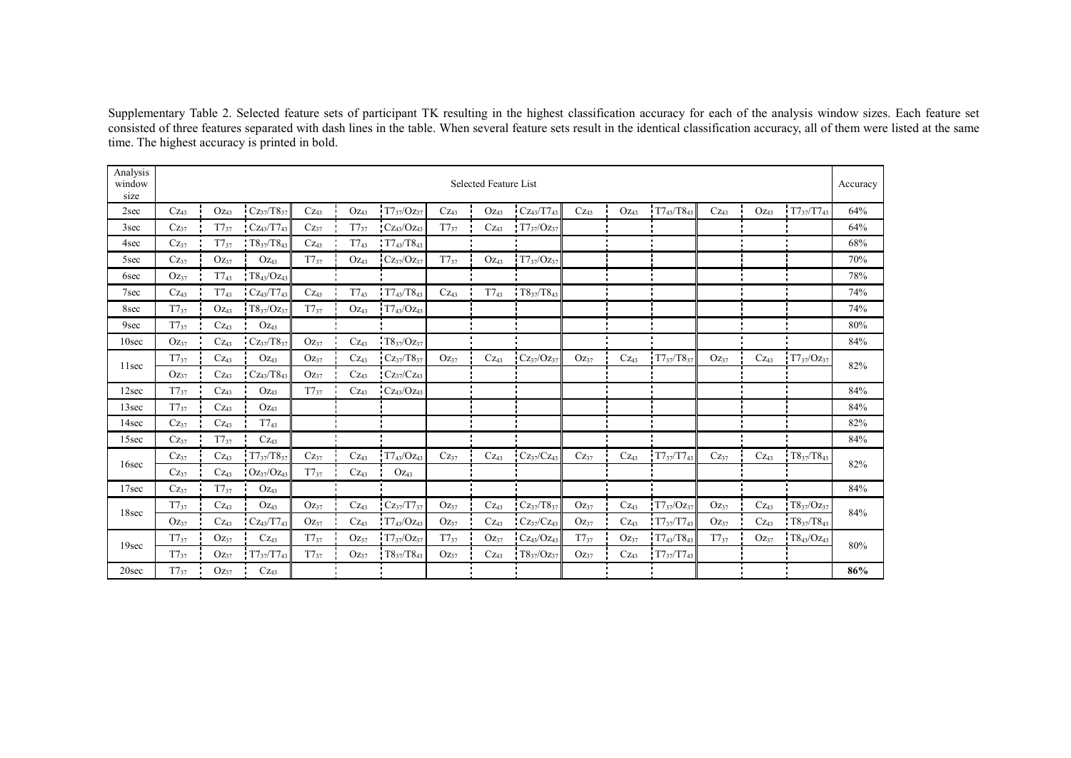Supplementary Table 2. Selected feature sets of participant TK resulting in the highest classification accuracy for each of the analysis window sizes. Each feature set consisted of three features separated with dash lines in the table. When several feature sets result in the identical classification accuracy, all of them were listed at the same time. The highest accuracy is printed in bold.

| Analysis window size | Selected Feature List | | | | | | | | | | | | | | | Accuracy |
|---|---|---|---|---|---|---|---|---|---|---|---|---|---|---|---|---|
| 2sec | $Cz_{43}$ | $Oz_{43}$ | $Cz_{37}/T8_{37}$ | $Cz_{43}$ | $Oz_{43}$ | $T7_{37}/Oz_{37}$ | $Cz_{43}$ | $Oz_{43}$ | $Cz_{43}/T7_{43}$ | $Cz_{43}$ | $Oz_{43}$ | $T7_{43}/T8_{43}$ | $Cz_{43}$ | $Oz_{43}$ | $T7_{37}/T7_{43}$ | 64% |
| 3sec | $Cz_{37}$ | $T7_{37}$ | $Cz_{43}/T7_{43}$ | $Cz_{37}$ | $T7_{37}$ | $Cz_{43}/Oz_{43}$ | $T7_{37}$ | $Cz_{43}$ | $T7_{37}/Oz_{37}$ | | | | | | | 64% |
| 4sec | $Cz_{37}$ | $T7_{37}$ | $T8_{37}/T8_{43}$ | $Cz_{43}$ | $T7_{43}$ | $T7_{43}/T8_{43}$ | | | | | | | | | | 68% |
| 5sec | $Cz_{37}$ | $Oz_{37}$ | $Oz_{43}$ | $T7_{37}$ | $Oz_{43}$ | $Cz_{37}/Oz_{37}$ | $T7_{37}$ | $Oz_{43}$ | $T7_{37}/Oz_{37}$ | | | | | | | 70% |
| 6sec | $Oz_{37}$ | $T7_{43}$ | $T8_{43}/Oz_{43}$ | | | | | | | | | | | | | 78% |
| 7sec | $Cz_{43}$ | $T7_{43}$ | $Cz_{43}/T7_{43}$ | $Cz_{43}$ | $T7_{43}$ | $T7_{43}/T8_{43}$ | $Cz_{43}$ | $T7_{43}$ | $T8_{37}/T8_{43}$ | | | | | | | 74% |
| 8sec | $T7_{37}$ | $Oz_{43}$ | $T8_{37}/Oz_{37}$ | $T7_{37}$ | $Oz_{43}$ | $T7_{43}/Oz_{43}$ | | | | | | | | | | 74% |
| 9sec | $T7_{37}$ | $Cz_{43}$ | $Oz_{43}$ | | | | | | | | | | | | | 80% |
| 10sec | $Oz_{37}$ | $Cz_{43}$ | $Cz_{37}/T8_{37}$ | $Oz_{37}$ | $Cz_{43}$ | $T8_{37}/Oz_{37}$ | | | | | | | | | | 84% |
| 11sec | $T7_{37}$ | $Cz_{43}$ | $Oz_{43}$ | $Oz_{37}$ | $Cz_{43}$ | $Cz_{37}/T8_{37}$ | $Oz_{37}$ | $Cz_{43}$ | $Cz_{37}/Oz_{37}$ | $Oz_{37}$ | $Cz_{43}$ | $T7_{37}/T8_{37}$ | $Oz_{37}$ | $Cz_{43}$ | $T7_{37}/Oz_{37}$ | 82% |
| | $Oz_{37}$ | $Cz_{43}$ | $Cz_{43}/T8_{43}$ | $Oz_{37}$ | $Cz_{43}$ | $Cz_{37}/Cz_{43}$ | | | | | | | | | | |
| 12sec | $T7_{37}$ | $Cz_{43}$ | $Oz_{43}$ | $T7_{37}$ | $Cz_{43}$ | $Cz_{43}/Oz_{43}$ | | | | | | | | | | 84% |
| 13sec | $T7_{37}$ | $Cz_{43}$ | $Oz_{43}$ | | | | | | | | | | | | | 84% |
| 14sec | $Cz_{37}$ | $Cz_{43}$ | $T7_{43}$ | | | | | | | | | | | | | 82% |
| 15sec | $Cz_{37}$ | $T7_{37}$ | $Cz_{43}$ | | | | | | | | | | | | | 84% |
| 16sec | $Cz_{37}$ | $Cz_{43}$ | $T7_{37}/T8_{37}$ | $Cz_{37}$ | $Cz_{43}$ | $T7_{43}/Oz_{43}$ | $Cz_{37}$ | $Cz_{43}$ | $Cz_{37}/Cz_{43}$ | $Cz_{37}$ | $Cz_{43}$ | $T7_{37}/T7_{43}$ | $Cz_{37}$ | $Cz_{43}$ | $T8_{37}/T8_{43}$ | 82% |
| | $Cz_{37}$ | $Cz_{43}$ | $Oz_{37}/Oz_{43}$ | $T7_{37}$ | $Cz_{43}$ | $Oz_{43}$ | | | | | | | | | | |
| 17sec | $Cz_{37}$ | $T7_{37}$ | $Oz_{43}$ | | | | | | | | | | | | | 84% |
| 18sec | $T7_{37}$ | $Cz_{43}$ | $Oz_{43}$ | $Oz_{37}$ | $Cz_{43}$ | $Cz_{37}/T7_{37}$ | $Oz_{37}$ | $Cz_{43}$ | $Cz_{37}/T8_{37}$ | $Oz_{37}$ | $Cz_{43}$ | $T7_{37}/Oz_{37}$ | $Oz_{37}$ | $Cz_{43}$ | $T8_{37}/Oz_{37}$ | 84% |
| | $Oz_{37}$ | $Cz_{43}$ | $Cz_{43}/T7_{43}$ | $Oz_{37}$ | $Cz_{43}$ | $T7_{43}/Oz_{43}$ | $Oz_{37}$ | $Cz_{43}$ | $Cz_{37}/Cz_{43}$ | $Oz_{37}$ | $Cz_{43}$ | $T7_{37}/T7_{43}$ | $Oz_{37}$ | $Cz_{43}$ | $T8_{37}/T8_{43}$ | |
| 19sec | $T7_{37}$ | $Oz_{37}$ | $Cz_{43}$ | $T7_{37}$ | $Oz_{37}$ | $T7_{37}/Oz_{37}$ | $T7_{37}$ | $Oz_{37}$ | $Cz_{43}/Oz_{43}$ | $T7_{37}$ | $Oz_{37}$ | $T7_{43}/T8_{43}$ | $T7_{37}$ | $Oz_{37}$ | $T8_{43}/Oz_{43}$ | 80% |
| | $T7_{37}$ | $Oz_{37}$ | $T7_{37}/T7_{43}$ | $T7_{37}$ | $Oz_{37}$ | $T8_{37}/T8_{43}$ | $Oz_{37}$ | $Cz_{43}$ | $T8_{37}/Oz_{37}$ | $Oz_{37}$ | $Cz_{43}$ | $T7_{37}/T7_{43}$ | | | | |
| 20sec | $T7_{37}$ | $Oz_{37}$ | $Cz_{43}$ | | | | | | | | | | | | | **86%** |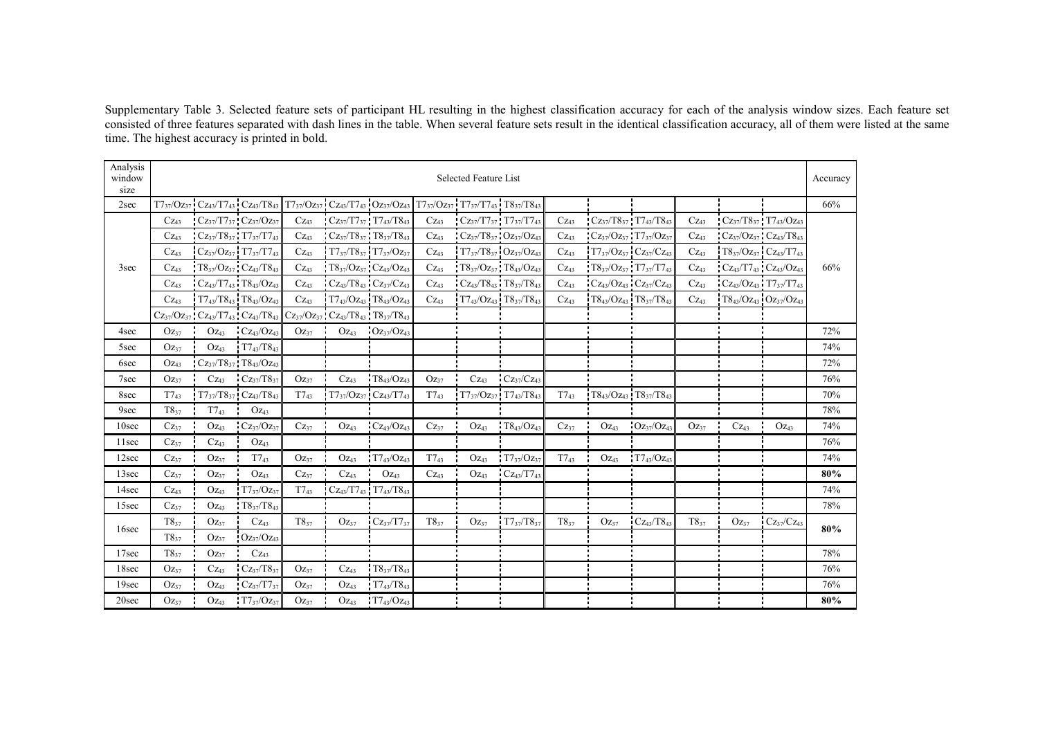Supplementary Table 3. Selected feature sets of participant HL resulting in the highest classification accuracy for each of the analysis window sizes. Each feature set consisted of three features separated with dash lines in the table. When several feature sets result in the identical classification accuracy, all of them were listed at the same time. The highest accuracy is printed in bold.

| Analysis window size | Selected Feature List | | | | | | | | | | | | | | | Accuracy |
|---|---|---|---|---|---|---|---|---|---|---|---|---|---|---|---|---|
| 2sec | $T7_{37}/Oz_{37}$ | $Cz_{43}/T7_{43}$ | $Cz_{43}/T8_{43}$ | $T7_{37}/Oz_{37}$ | $Cz_{43}/T7_{43}$ | $Oz_{37}/Oz_{43}$ | $T7_{37}/Oz_{37}$ | $T7_{37}/T7_{43}$ | $T8_{37}/T8_{43}$ | | | | | | | 66% |
| 3sec | $Cz_{43}$ | $Cz_{37}/T7_{37}$ | $Cz_{37}/Oz_{37}$ | $Cz_{43}$ | $Cz_{37}/T7_{37}$ | $T7_{43}/T8_{43}$ | $Cz_{43}$ | $Cz_{37}/T7_{37}$ | $T7_{37}/T7_{43}$ | $Cz_{43}$ | $Cz_{37}/T8_{37}$ | $T7_{43}/T8_{43}$ | $Cz_{43}$ | $Cz_{37}/T8_{37}$ | $T7_{43}/Oz_{43}$ | 66% |
| | $Cz_{43}$ | $Cz_{37}/T8_{37}$ | $T7_{37}/T7_{43}$ | $Cz_{43}$ | $Cz_{37}/T8_{37}$ | $T8_{37}/T8_{43}$ | $Cz_{43}$ | $Cz_{37}/T8_{37}$ | $Oz_{37}/Oz_{43}$ | $Cz_{43}$ | $Cz_{37}/Oz_{37}$ | $T7_{37}/Oz_{37}$ | $Cz_{43}$ | $Cz_{37}/Oz_{37}$ | $Cz_{43}/T8_{43}$ | |
| | $Cz_{43}$ | $Cz_{37}/Oz_{37}$ | $T7_{37}/T7_{43}$ | $Cz_{43}$ | $T7_{37}/T8_{37}$ | $T7_{37}/Oz_{37}$ | $Cz_{43}$ | $T7_{37}/T8_{37}$ | $Oz_{37}/Oz_{43}$ | $Cz_{43}$ | $T7_{37}/Oz_{37}$ | $Cz_{37}/Cz_{43}$ | $Cz_{43}$ | $T8_{37}/Oz_{37}$ | $Cz_{43}/T7_{43}$ | |
| | $Cz_{43}$ | $T8_{37}/Oz_{37}$ | $Cz_{43}/T8_{43}$ | $Cz_{43}$ | $T8_{37}/Oz_{37}$ | $Cz_{43}/Oz_{43}$ | $Cz_{43}$ | $T8_{37}/Oz_{37}$ | $T8_{43}/Oz_{43}$ | $Cz_{43}$ | $T8_{37}/Oz_{37}$ | $T7_{37}/T7_{43}$ | $Cz_{43}$ | $Cz_{43}/T7_{43}$ | $Cz_{43}/Oz_{43}$ | |
| | $Cz_{43}$ | $Cz_{43}/T7_{43}$ | $T8_{43}/Oz_{43}$ | $Cz_{43}$ | $Cz_{43}/T8_{43}$ | $Cz_{37}/Cz_{43}$ | $Cz_{43}$ | $Cz_{43}/T8_{43}$ | $T8_{37}/T8_{43}$ | $Cz_{43}$ | $Cz_{43}/Oz_{43}$ | $Cz_{37}/Cz_{43}$ | $Cz_{43}$ | $Cz_{43}/Oz_{43}$ | $T7_{37}/T7_{43}$ | |
| | $Cz_{43}$ | $T7_{43}/T8_{43}$ | $T8_{43}/Oz_{43}$ | $Cz_{43}$ | $T7_{43}/Oz_{43}$ | $T8_{43}/Oz_{43}$ | $Cz_{43}$ | $T7_{43}/Oz_{43}$ | $T8_{37}/T8_{43}$ | $Cz_{43}$ | $T8_{43}/Oz_{43}$ | $T8_{37}/T8_{43}$ | $Cz_{43}$ | $T8_{43}/Oz_{43}$ | $Oz_{37}/Oz_{43}$ | |
| | $Cz_{37}/Oz_{37}$ | $Cz_{43}/T7_{43}$ | $Cz_{43}/T8_{43}$ | $Cz_{37}/Oz_{37}$ | $Cz_{43}/T8_{43}$ | $T8_{37}/T8_{43}$ | | | | | | | | | | |
| 4sec | $Oz_{37}$ | $Oz_{43}$ | $Cz_{43}/Oz_{43}$ | $Oz_{37}$ | $Oz_{43}$ | $Oz_{37}/Oz_{43}$ | | | | | | | | | | 72% |
| 5sec | $Oz_{37}$ | $Oz_{43}$ | $T7_{43}/T8_{43}$ | | | | | | | | | | | | | 74% |
| 6sec | $Oz_{43}$ | $Cz_{37}/T8_{37}$ | $T8_{43}/Oz_{43}$ | | | | | | | | | | | | | 72% |
| 7sec | $Oz_{37}$ | $Cz_{43}$ | $Cz_{37}/T8_{37}$ | $Oz_{37}$ | $Cz_{43}$ | $T8_{43}/Oz_{43}$ | $Oz_{37}$ | $Cz_{43}$ | $Cz_{37}/Cz_{43}$ | | | | | | | 76% |
| 8sec | $T7_{43}$ | $T7_{37}/T8_{37}$ | $Cz_{43}/T8_{43}$ | $T7_{43}$ | $T7_{37}/Oz_{37}$ | $Cz_{43}/T7_{43}$ | $T7_{43}$ | $T7_{37}/Oz_{37}$ | $T7_{43}/T8_{43}$ | $T7_{43}$ | $T8_{43}/Oz_{43}$ | $T8_{37}/T8_{43}$ | | | | 70% |
| 9sec | $T8_{37}$ | $T7_{43}$ | $Oz_{43}$ | | | | | | | | | | | | | 78% |
| 10sec | $Cz_{37}$ | $Oz_{43}$ | $Cz_{37}/Oz_{37}$ | $Cz_{37}$ | $Oz_{43}$ | $Cz_{43}/Oz_{43}$ | $Cz_{37}$ | $Oz_{43}$ | $T8_{43}/Oz_{43}$ | $Cz_{37}$ | $Oz_{43}$ | $Oz_{37}/Oz_{43}$ | $Oz_{37}$ | $Cz_{43}$ | $Oz_{43}$ | 74% |
| 11sec | $Cz_{37}$ | $Cz_{43}$ | $Oz_{43}$ | | | | | | | | | | | | | 76% |
| 12sec | $Cz_{37}$ | $Oz_{37}$ | $T7_{43}$ | $Oz_{37}$ | $Oz_{43}$ | $T7_{43}/Oz_{43}$ | $T7_{43}$ | $Oz_{43}$ | $T7_{37}/Oz_{37}$ | $T7_{43}$ | $Oz_{43}$ | $T7_{43}/Oz_{43}$ | | | | 74% |
| 13sec | $Cz_{37}$ | $Oz_{37}$ | $Oz_{43}$ | $Cz_{37}$ | $Cz_{43}$ | $Oz_{43}$ | $Cz_{43}$ | $Oz_{43}$ | $Cz_{43}/T7_{43}$ | | | | | | | **80%** |
| 14sec | $Cz_{43}$ | $Oz_{43}$ | $T7_{37}/Oz_{37}$ | $T7_{43}$ | $Cz_{43}/T7_{43}$ | $T7_{43}/T8_{43}$ | | | | | | | | | | 74% |
| 15sec | $Cz_{37}$ | $Oz_{43}$ | $T8_{37}/T8_{43}$ | | | | | | | | | | | | | 78% |
| 16sec | $T8_{37}$ | $Oz_{37}$ | $Cz_{43}$ | $T8_{37}$ | $Oz_{37}$ | $Cz_{37}/T7_{37}$ | $T8_{37}$ | $Oz_{37}$ | $T7_{37}/T8_{37}$ | $T8_{37}$ | $Oz_{37}$ | $Cz_{43}/T8_{43}$ | $T8_{37}$ | $Oz_{37}$ | $Cz_{37}/Cz_{43}$ | **80%** |
| | $T8_{37}$ | $Oz_{37}$ | $Oz_{37}/Oz_{43}$ | | | | | | | | | | | | | |
| 17sec | $T8_{37}$ | $Oz_{37}$ | $Cz_{43}$ | | | | | | | | | | | | | 78% |
| 18sec | $Oz_{37}$ | $Cz_{43}$ | $Cz_{37}/T8_{37}$ | $Oz_{37}$ | $Cz_{43}$ | $T8_{37}/T8_{43}$ | | | | | | | | | | 76% |
| 19sec | $Oz_{37}$ | $Oz_{43}$ | $Cz_{37}/T7_{37}$ | $Oz_{37}$ | $Oz_{43}$ | $T7_{43}/T8_{43}$ | | | | | | | | | | 76% |
| 20sec | $Oz_{37}$ | $Oz_{43}$ | $T7_{37}/Oz_{37}$ | $Oz_{37}$ | $Oz_{43}$ | $T7_{43}/Oz_{43}$ | | | | | | | | | | **80%** |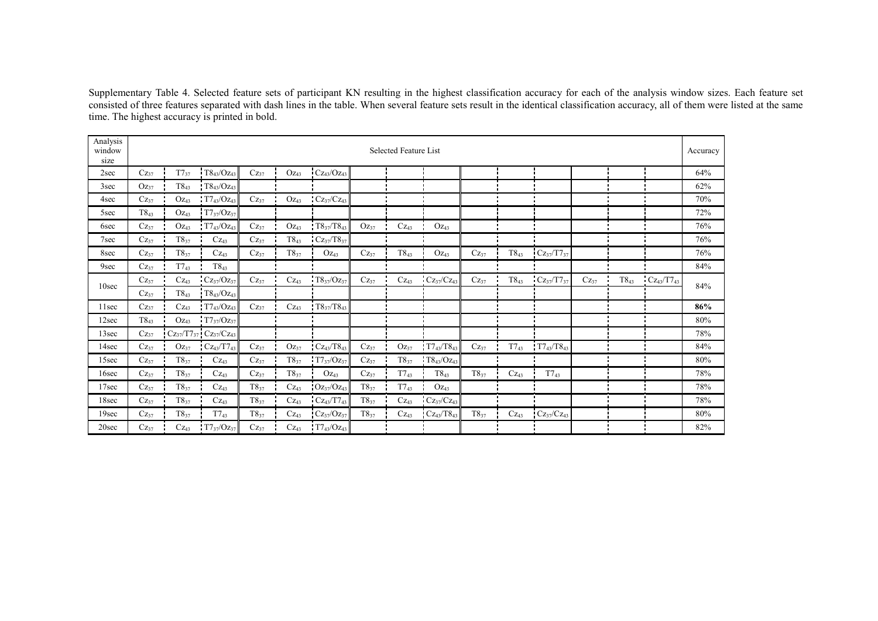Supplementary Table 4. Selected feature sets of participant KN resulting in the highest classification accuracy for each of the analysis window sizes. Each feature set consisted of three features separated with dash lines in the table. When several feature sets result in the identical classification accuracy, all of them were listed at the same time. The highest accuracy is printed in bold.

| Analysis window size | Selected Feature List | | | | | | | | | | | | | | | Accuracy |
|---|---|---|---|---|---|---|---|---|---|---|---|---|---|---|---|---|
| 2sec | $Cz_{37}$ | $T7_{37}$ | $T8_{43}/Oz_{43}$ | $Cz_{37}$ | $Oz_{43}$ | $Cz_{43}/Oz_{43}$ | | | | | | | | | | 64% |
| 3sec | $Oz_{37}$ | $T8_{43}$ | $T8_{43}/Oz_{43}$ | | | | | | | | | | | | | 62% |
| 4sec | $Cz_{37}$ | $Oz_{43}$ | $T7_{43}/Oz_{43}$ | $Cz_{37}$ | $Oz_{43}$ | $Cz_{37}/Cz_{43}$ | | | | | | | | | | 70% |
| 5sec | $T8_{43}$ | $Oz_{43}$ | $T7_{37}/Oz_{37}$ | | | | | | | | | | | | | 72% |
| 6sec | $Cz_{37}$ | $Oz_{43}$ | $T7_{43}/Oz_{43}$ | $Cz_{37}$ | $Oz_{43}$ | $T8_{37}/T8_{43}$ | $Oz_{37}$ | $Cz_{43}$ | $Oz_{43}$ | | | | | | | 76% |
| 7sec | $Cz_{37}$ | $T8_{37}$ | $Cz_{43}$ | $Cz_{37}$ | $T8_{43}$ | $Cz_{37}/T8_{37}$ | | | | | | | | | | 76% |
| 8sec | $Cz_{37}$ | $T8_{37}$ | $Cz_{43}$ | $Cz_{37}$ | $T8_{37}$ | $Oz_{43}$ | $Cz_{37}$ | $T8_{43}$ | $Oz_{43}$ | $Cz_{37}$ | $T8_{43}$ | $Cz_{37}/T7_{37}$ | | | | 76% |
| 9sec | $Cz_{37}$ | $T7_{43}$ | $T8_{43}$ | | | | | | | | | | | | | 84% |
| 10sec | $Cz_{37}$ | $Cz_{43}$ | $Cz_{37}/Oz_{37}$ | $Cz_{37}$ | $Cz_{43}$ | $T8_{37}/Oz_{37}$ | $Cz_{37}$ | $Cz_{43}$ | $Cz_{37}/Cz_{43}$ | $Cz_{37}$ | $T8_{43}$ | $Cz_{37}/T7_{37}$ | $Cz_{37}$ | $T8_{43}$ | $Cz_{43}/T7_{43}$ | 84% |
| | $Cz_{37}$ | $T8_{43}$ | $T8_{43}/Oz_{43}$ | | | | | | | | | | | | | |
| 11sec | $Cz_{37}$ | $Cz_{43}$ | $T7_{43}/Oz_{43}$ | $Cz_{37}$ | $Cz_{43}$ | $T8_{37}/T8_{43}$ | | | | | | | | | | **86%** |
| 12sec | $T8_{43}$ | $Oz_{43}$ | $T7_{37}/Oz_{37}$ | | | | | | | | | | | | | 80% |
| 13sec | $Cz_{37}$ | $Cz_{37}/T7_{37}$ | $Cz_{37}/Cz_{43}$ | | | | | | | | | | | | | 78% |
| 14sec | $Cz_{37}$ | $Oz_{37}$ | $Cz_{43}/T7_{43}$ | $Cz_{37}$ | $Oz_{37}$ | $Cz_{43}/T8_{43}$ | $Cz_{37}$ | $Oz_{37}$ | $T7_{43}/T8_{43}$ | $Cz_{37}$ | $T7_{43}$ | $T7_{43}/T8_{43}$ | | | | 84% |
| 15sec | $Cz_{37}$ | $T8_{37}$ | $Cz_{43}$ | $Cz_{37}$ | $T8_{37}$ | $T7_{37}/Oz_{37}$ | $Cz_{37}$ | $T8_{37}$ | $T8_{43}/Oz_{43}$ | | | | | | | 80% |
| 16sec | $Cz_{37}$ | $T8_{37}$ | $Cz_{43}$ | $Cz_{37}$ | $T8_{37}$ | $Oz_{43}$ | $Cz_{37}$ | $T7_{43}$ | $T8_{43}$ | $T8_{37}$ | $Cz_{43}$ | $T7_{43}$ | | | | 78% |
| 17sec | $Cz_{37}$ | $T8_{37}$ | $Cz_{43}$ | $T8_{37}$ | $Cz_{43}$ | $Oz_{37}/Oz_{43}$ | $T8_{37}$ | $T7_{43}$ | $Oz_{43}$ | | | | | | | 78% |
| 18sec | $Cz_{37}$ | $T8_{37}$ | $Cz_{43}$ | $T8_{37}$ | $Cz_{43}$ | $Cz_{43}/T7_{43}$ | $T8_{37}$ | $Cz_{43}$ | $Cz_{37}/Cz_{43}$ | | | | | | | 78% |
| 19sec | $Cz_{37}$ | $T8_{37}$ | $T7_{43}$ | $T8_{37}$ | $Cz_{43}$ | $Cz_{37}/Oz_{37}$ | $T8_{37}$ | $Cz_{43}$ | $Cz_{43}/T8_{43}$ | $T8_{37}$ | $Cz_{43}$ | $Cz_{37}/Cz_{43}$ | | | | 80% |
| 20sec | $Cz_{37}$ | $Cz_{43}$ | $T7_{37}/Oz_{37}$ | $Cz_{37}$ | $Cz_{43}$ | $T7_{43}/Oz_{43}$ | | | | | | | | | | 82% |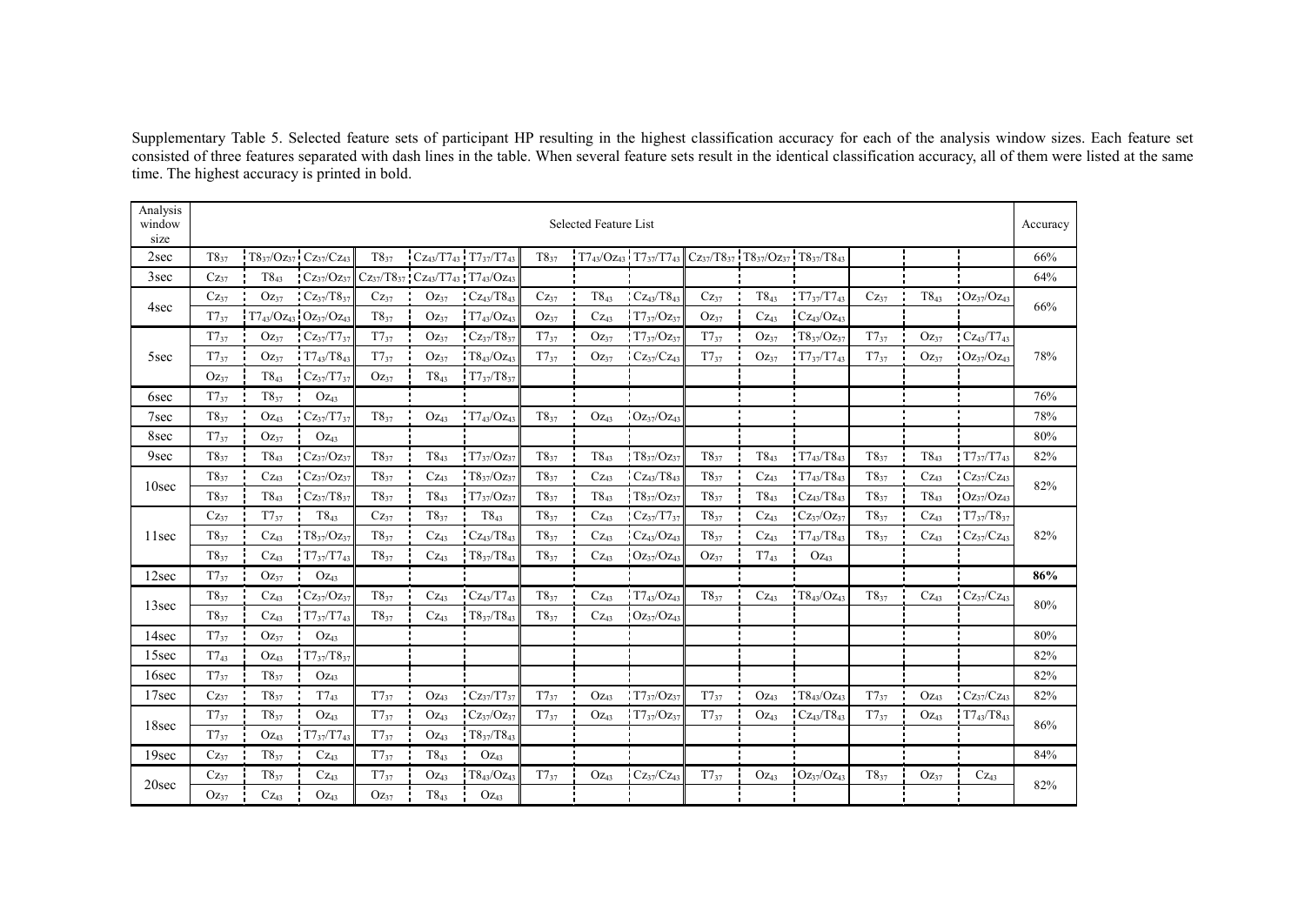Supplementary Table 5. Selected feature sets of participant HP resulting in the highest classification accuracy for each of the analysis window sizes. Each feature set consisted of three features separated with dash lines in the table. When several feature sets result in the identical classification accuracy, all of them were listed at the same time. The highest accuracy is printed in bold.

| Analysis window size | Selected Feature List | | | | | | | | | | | | | | | | | | Accuracy |
|---|---|---|---|---|---|---|---|---|---|---|---|---|---|---|---|---|---|---|---|
| 2sec | $T8_{37}$ | $T8_{37}/Oz_{37}$ | $Cz_{37}/Cz_{43}$ | $T8_{37}$ | $Cz_{43}/T7_{43}$ | $T7_{37}/T7_{43}$ | $T8_{37}$ | $T7_{43}/Oz_{43}$ | $T7_{37}/T7_{43}$ | $Cz_{37}/T8_{37}$ | $T8_{37}/Oz_{37}$ | $T8_{37}/T8_{43}$ | | | | | | | 66% |
| 3sec | $Cz_{37}$ | $T8_{43}$ | $Cz_{37}/Oz_{37}$ | $Cz_{37}/T8_{37}$ | $Cz_{43}/T7_{43}$ | $T7_{43}/Oz_{43}$ | | | | | | | | | | | | | 64% |
| 4sec | $Cz_{37}$ | $Oz_{37}$ | $Cz_{37}/T8_{37}$ | $Cz_{37}$ | $Oz_{37}$ | $Cz_{43}/T8_{43}$ | $Cz_{37}$ | $T8_{43}$ | $Cz_{43}/T8_{43}$ | $Cz_{37}$ | $T8_{43}$ | $T7_{37}/T7_{43}$ | $Cz_{37}$ | $T8_{43}$ | $Oz_{37}/Oz_{43}$ | | | | 66% |
| | $T7_{37}$ | $T7_{43}/Oz_{43}$ | $Oz_{37}/Oz_{43}$ | $T8_{37}$ | $Oz_{37}$ | $T7_{43}/Oz_{43}$ | $Oz_{37}$ | $Cz_{43}$ | $T7_{37}/Oz_{37}$ | $Oz_{37}$ | $Cz_{43}$ | $Cz_{43}/Oz_{43}$ | | | | | | | |
| 5sec | $T7_{37}$ | $Oz_{37}$ | $Cz_{37}/T7_{37}$ | $T7_{37}$ | $Oz_{37}$ | $Cz_{37}/T8_{37}$ | $T7_{37}$ | $Oz_{37}$ | $T7_{37}/Oz_{37}$ | $T7_{37}$ | $Oz_{37}$ | $T8_{37}/Oz_{37}$ | $T7_{37}$ | $Oz_{37}$ | $Cz_{43}/T7_{43}$ | | | | 78% |
| | $T7_{37}$ | $Oz_{37}$ | $T7_{43}/T8_{43}$ | $T7_{37}$ | $Oz_{37}$ | $T8_{43}/Oz_{43}$ | $T7_{37}$ | $Oz_{37}$ | $Cz_{37}/Cz_{43}$ | $T7_{37}$ | $Oz_{37}$ | $T7_{37}/T7_{43}$ | $T7_{37}$ | $Oz_{37}$ | $Oz_{37}/Oz_{43}$ | | | | |
| | $Oz_{37}$ | $T8_{43}$ | $Cz_{37}/T7_{37}$ | $Oz_{37}$ | $T8_{43}$ | $T7_{37}/T8_{37}$ | | | | | | | | | | | | | |
| 6sec | $T7_{37}$ | $T8_{37}$ | $Oz_{43}$ | | | | | | | | | | | | | | | | 76% |
| 7sec | $T8_{37}$ | $Oz_{43}$ | $Cz_{37}/T7_{37}$ | $T8_{37}$ | $Oz_{43}$ | $T7_{43}/Oz_{43}$ | $T8_{37}$ | $Oz_{43}$ | $Oz_{37}/Oz_{43}$ | | | | | | | | | | 78% |
| 8sec | $T7_{37}$ | $Oz_{37}$ | $Oz_{43}$ | | | | | | | | | | | | | | | | 80% |
| 9sec | $T8_{37}$ | $T8_{43}$ | $Cz_{37}/Oz_{37}$ | $T8_{37}$ | $T8_{43}$ | $T7_{37}/Oz_{37}$ | $T8_{37}$ | $T8_{43}$ | $T8_{37}/Oz_{37}$ | $T8_{37}$ | $T8_{43}$ | $T7_{43}/T8_{43}$ | $T8_{37}$ | $T8_{43}$ | $T7_{37}/T7_{43}$ | | | | 82% |
| 10sec | $T8_{37}$ | $Cz_{43}$ | $Cz_{37}/Oz_{37}$ | $T8_{37}$ | $Cz_{43}$ | $T8_{37}/Oz_{37}$ | $T8_{37}$ | $Cz_{43}$ | $Cz_{43}/T8_{43}$ | $T8_{37}$ | $Cz_{43}$ | $T7_{43}/T8_{43}$ | $T8_{37}$ | $Cz_{43}$ | $Cz_{37}/Cz_{43}$ | | | | 82% |
| | $T8_{37}$ | $T8_{43}$ | $Cz_{37}/T8_{37}$ | $T8_{37}$ | $T8_{43}$ | $T7_{37}/Oz_{37}$ | $T8_{37}$ | $T8_{43}$ | $T8_{37}/Oz_{37}$ | $T8_{37}$ | $T8_{43}$ | $Cz_{43}/T8_{43}$ | $T8_{37}$ | $T8_{43}$ | $Oz_{37}/Oz_{43}$ | | | | |
| 11sec | $Cz_{37}$ | $T7_{37}$ | $T8_{43}$ | $Cz_{37}$ | $T8_{37}$ | $T8_{43}$ | $T8_{37}$ | $Cz_{43}$ | $Cz_{37}/T7_{37}$ | $T8_{37}$ | $Cz_{43}$ | $Cz_{37}/Oz_{37}$ | $T8_{37}$ | $Cz_{43}$ | $T7_{37}/T8_{37}$ | | | | 82% |
| | $T8_{37}$ | $Cz_{43}$ | $T8_{37}/Oz_{37}$ | $T8_{37}$ | $Cz_{43}$ | $Cz_{43}/T8_{43}$ | $T8_{37}$ | $Cz_{43}$ | $Cz_{43}/Oz_{43}$ | $T8_{37}$ | $Cz_{43}$ | $T7_{43}/T8_{43}$ | $T8_{37}$ | $Cz_{43}$ | $Cz_{37}/Cz_{43}$ | | | | |
| | $T8_{37}$ | $Cz_{43}$ | $T7_{37}/T7_{43}$ | $T8_{37}$ | $Cz_{43}$ | $T8_{37}/T8_{43}$ | $T8_{37}$ | $Cz_{43}$ | $Oz_{37}/Oz_{43}$ | $Oz_{37}$ | $T7_{43}$ | $Oz_{43}$ | | | | | | | |
| 12sec | $T7_{37}$ | $Oz_{37}$ | $Oz_{43}$ | | | | | | | | | | | | | | | | **86%** |
| 13sec | $T8_{37}$ | $Cz_{43}$ | $Cz_{37}/Oz_{37}$ | $T8_{37}$ | $Cz_{43}$ | $Cz_{43}/T7_{43}$ | $T8_{37}$ | $Cz_{43}$ | $T7_{43}/Oz_{43}$ | $T8_{37}$ | $Cz_{43}$ | $T8_{43}/Oz_{43}$ | $T8_{37}$ | $Cz_{43}$ | $Cz_{37}/Cz_{43}$ | | | | 80% |
| | $T8_{37}$ | $Cz_{43}$ | $T7_{37}/T7_{43}$ | $T8_{37}$ | $Cz_{43}$ | $T8_{37}/T8_{43}$ | $T8_{37}$ | $Cz_{43}$ | $Oz_{37}/Oz_{43}$ | | | | | | | | | | |
| 14sec | $T7_{37}$ | $Oz_{37}$ | $Oz_{43}$ | | | | | | | | | | | | | | | | 80% |
| 15sec | $T7_{43}$ | $Oz_{43}$ | $T7_{37}/T8_{37}$ | | | | | | | | | | | | | | | | 82% |
| 16sec | $T7_{37}$ | $T8_{37}$ | $Oz_{43}$ | | | | | | | | | | | | | | | | 82% |
| 17sec | $Cz_{37}$ | $T8_{37}$ | $T7_{43}$ | $T7_{37}$ | $Oz_{43}$ | $Cz_{37}/T7_{37}$ | $T7_{37}$ | $Oz_{43}$ | $T7_{37}/Oz_{37}$ | $T7_{37}$ | $Oz_{43}$ | $T8_{43}/Oz_{43}$ | $T7_{37}$ | $Oz_{43}$ | $Cz_{37}/Cz_{43}$ | | | | 82% |
| 18sec | $T7_{37}$ | $T8_{37}$ | $Oz_{43}$ | $T7_{37}$ | $Oz_{43}$ | $Cz_{37}/Oz_{37}$ | $T7_{37}$ | $Oz_{43}$ | $T7_{37}/Oz_{37}$ | $T7_{37}$ | $Oz_{43}$ | $Cz_{43}/T8_{43}$ | $T7_{37}$ | $Oz_{43}$ | $T7_{43}/T8_{43}$ | | | | 86% |
| | $T7_{37}$ | $Oz_{43}$ | $T7_{37}/T7_{43}$ | $T7_{37}$ | $Oz_{43}$ | $T8_{37}/T8_{43}$ | | | | | | | | | | | | | |
| 19sec | $Cz_{37}$ | $T8_{37}$ | $Cz_{43}$ | $T7_{37}$ | $T8_{43}$ | $Oz_{43}$ | | | | | | | | | | | | | 84% |
| 20sec | $Cz_{37}$ | $T8_{37}$ | $Cz_{43}$ | $T7_{37}$ | $Oz_{43}$ | $T8_{43}/Oz_{43}$ | $T7_{37}$ | $Oz_{43}$ | $Cz_{37}/Cz_{43}$ | $T7_{37}$ | $Oz_{43}$ | $Oz_{37}/Oz_{43}$ | $T8_{37}$ | $Oz_{37}$ | $Cz_{43}$ | | | | 82% |
| | $Oz_{37}$ | $Cz_{43}$ | $Oz_{43}$ | $Oz_{37}$ | $T8_{43}$ | $Oz_{43}$ | | | | | | | | | | | | | |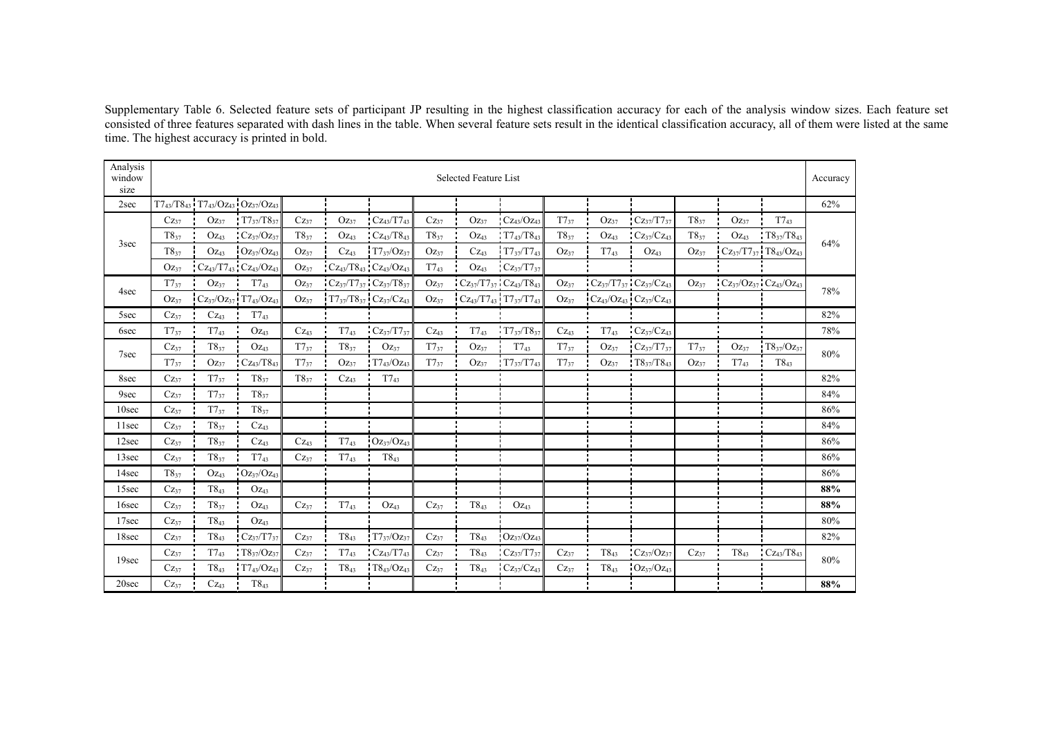Supplementary Table 6. Selected feature sets of participant JP resulting in the highest classification accuracy for each of the analysis window sizes. Each feature set consisted of three features separated with dash lines in the table. When several feature sets result in the identical classification accuracy, all of them were listed at the same time. The highest accuracy is printed in bold.

| Analysis window size | Selected Feature List | | | | | | | | | | | | | | | Accuracy |
|---|---|---|---|---|---|---|---|---|---|---|---|---|---|---|---|---|
| 2sec | $T7_{43}/T8_{43}$ | $T7_{43}/Oz_{43}$ | $Oz_{37}/Oz_{43}$ | | | | | | | | | | | | | 62% |
| 3sec | $Cz_{37}$ | $Oz_{37}$ | $T7_{37}/T8_{37}$ | $Cz_{37}$ | $Oz_{37}$ | $Cz_{43}/T7_{43}$ | $Cz_{37}$ | $Oz_{37}$ | $Cz_{43}/Oz_{43}$ | $T7_{37}$ | $Oz_{37}$ | $Cz_{37}/T7_{37}$ | $T8_{37}$ | $Oz_{37}$ | $T7_{43}$ | 64% |
| | $T8_{37}$ | $Oz_{43}$ | $Cz_{37}/Oz_{37}$ | $T8_{37}$ | $Oz_{43}$ | $Cz_{43}/T8_{43}$ | $T8_{37}$ | $Oz_{43}$ | $T7_{43}/T8_{43}$ | $T8_{37}$ | $Oz_{43}$ | $Cz_{37}/Cz_{43}$ | $T8_{37}$ | $Oz_{43}$ | $T8_{37}/T8_{43}$ | |
| | $T8_{37}$ | $Oz_{43}$ | $Oz_{37}/Oz_{43}$ | $Oz_{37}$ | $Cz_{43}$ | $T7_{37}/Oz_{37}$ | $Oz_{37}$ | $Cz_{43}$ | $T7_{37}/T7_{43}$ | $Oz_{37}$ | $T7_{43}$ | $Oz_{43}$ | $Oz_{37}$ | $Cz_{37}/T7_{37}$ | $T8_{43}/Oz_{43}$ | |
| | $Oz_{37}$ | $Cz_{43}/T7_{43}$ | $Cz_{43}/Oz_{43}$ | $Oz_{37}$ | $Cz_{43}/T8_{43}$ | $Cz_{43}/Oz_{43}$ | $T7_{43}$ | $Oz_{43}$ | $Cz_{37}/T7_{37}$ | | | | | | | |
| 4sec | $T7_{37}$ | $Oz_{37}$ | $T7_{43}$ | $Oz_{37}$ | $Cz_{37}/T7_{37}$ | $Cz_{37}/T8_{37}$ | $Oz_{37}$ | $Cz_{37}/T7_{37}$ | $Cz_{43}/T8_{43}$ | $Oz_{37}$ | $Cz_{37}/T7_{37}$ | $Cz_{37}/Cz_{43}$ | $Oz_{37}$ | $Cz_{37}/Oz_{37}$ | $Cz_{43}/Oz_{43}$ | 78% |
| | $Oz_{37}$ | $Cz_{37}/Oz_{37}$ | $T7_{43}/Oz_{43}$ | $Oz_{37}$ | $T7_{37}/T8_{37}$ | $Cz_{37}/Cz_{43}$ | $Oz_{37}$ | $Cz_{43}/T7_{43}$ | $T7_{37}/T7_{43}$ | $Oz_{37}$ | $Cz_{43}/Oz_{43}$ | $Cz_{37}/Cz_{43}$ | | | | |
| 5sec | $Cz_{37}$ | $Cz_{43}$ | $T7_{43}$ | | | | | | | | | | | | | 82% |
| 6sec | $T7_{37}$ | $T7_{43}$ | $Oz_{43}$ | $Cz_{43}$ | $T7_{43}$ | $Cz_{37}/T7_{37}$ | $Cz_{43}$ | $T7_{43}$ | $T7_{37}/T8_{37}$ | $Cz_{43}$ | $T7_{43}$ | $Cz_{37}/Cz_{43}$ | | | | 78% |
| 7sec | $Cz_{37}$ | $T8_{37}$ | $Oz_{43}$ | $T7_{37}$ | $T8_{37}$ | $Oz_{37}$ | $T7_{37}$ | $Oz_{37}$ | $T7_{43}$ | $T7_{37}$ | $Oz_{37}$ | $Cz_{37}/T7_{37}$ | $T7_{37}$ | $Oz_{37}$ | $T8_{37}/Oz_{37}$ | 80% |
| | $T7_{37}$ | $Oz_{37}$ | $Cz_{43}/T8_{43}$ | $T7_{37}$ | $Oz_{37}$ | $T7_{43}/Oz_{43}$ | $T7_{37}$ | $Oz_{37}$ | $T7_{37}/T7_{43}$ | $T7_{37}$ | $Oz_{37}$ | $T8_{37}/T8_{43}$ | $Oz_{37}$ | $T7_{43}$ | $T8_{43}$ | |
| 8sec | $Cz_{37}$ | $T7_{37}$ | $T8_{37}$ | $T8_{37}$ | $Cz_{43}$ | $T7_{43}$ | | | | | | | | | | 82% |
| 9sec | $Cz_{37}$ | $T7_{37}$ | $T8_{37}$ | | | | | | | | | | | | | 84% |
| 10sec | $Cz_{37}$ | $T7_{37}$ | $T8_{37}$ | | | | | | | | | | | | | 86% |
| 11sec | $Cz_{37}$ | $T8_{37}$ | $Cz_{43}$ | | | | | | | | | | | | | 84% |
| 12sec | $Cz_{37}$ | $T8_{37}$ | $Cz_{43}$ | $Cz_{43}$ | $T7_{43}$ | $Oz_{37}/Oz_{43}$ | | | | | | | | | | 86% |
| 13sec | $Cz_{37}$ | $T8_{37}$ | $T7_{43}$ | $Cz_{37}$ | $T7_{43}$ | $T8_{43}$ | | | | | | | | | | 86% |
| 14sec | $T8_{37}$ | $Oz_{43}$ | $Oz_{37}/Oz_{43}$ | | | | | | | | | | | | | 86% |
| 15sec | $Cz_{37}$ | $T8_{43}$ | $Oz_{43}$ | | | | | | | | | | | | | **88%** |
| 16sec | $Cz_{37}$ | $T8_{37}$ | $Oz_{43}$ | $Cz_{37}$ | $T7_{43}$ | $Oz_{43}$ | $Cz_{37}$ | $T8_{43}$ | $Oz_{43}$ | | | | | | | **88%** |
| 17sec | $Cz_{37}$ | $T8_{43}$ | $Oz_{43}$ | | | | | | | | | | | | | 80% |
| 18sec | $Cz_{37}$ | $T8_{43}$ | $Cz_{37}/T7_{37}$ | $Cz_{37}$ | $T8_{43}$ | $T7_{37}/Oz_{37}$ | $Cz_{37}$ | $T8_{43}$ | $Oz_{37}/Oz_{43}$ | | | | | | | 82% |
| 19sec | $Cz_{37}$ | $T7_{43}$ | $T8_{37}/Oz_{37}$ | $Cz_{37}$ | $T7_{43}$ | $Cz_{43}/T7_{43}$ | $Cz_{37}$ | $T8_{43}$ | $Cz_{37}/T7_{37}$ | $Cz_{37}$ | $T8_{43}$ | $Cz_{37}/Oz_{37}$ | $Cz_{37}$ | $T8_{43}$ | $Cz_{43}/T8_{43}$ | 80% |
| | $Cz_{37}$ | $T8_{43}$ | $T7_{43}/Oz_{43}$ | $Cz_{37}$ | $T8_{43}$ | $T8_{43}/Oz_{43}$ | $Cz_{37}$ | $T8_{43}$ | $Cz_{37}/Cz_{43}$ | $Cz_{37}$ | $T8_{43}$ | $Oz_{37}/Oz_{43}$ | | | | |
| 20sec | $Cz_{37}$ | $Cz_{43}$ | $T8_{43}$ | | | | | | | | | | | | | **88%** |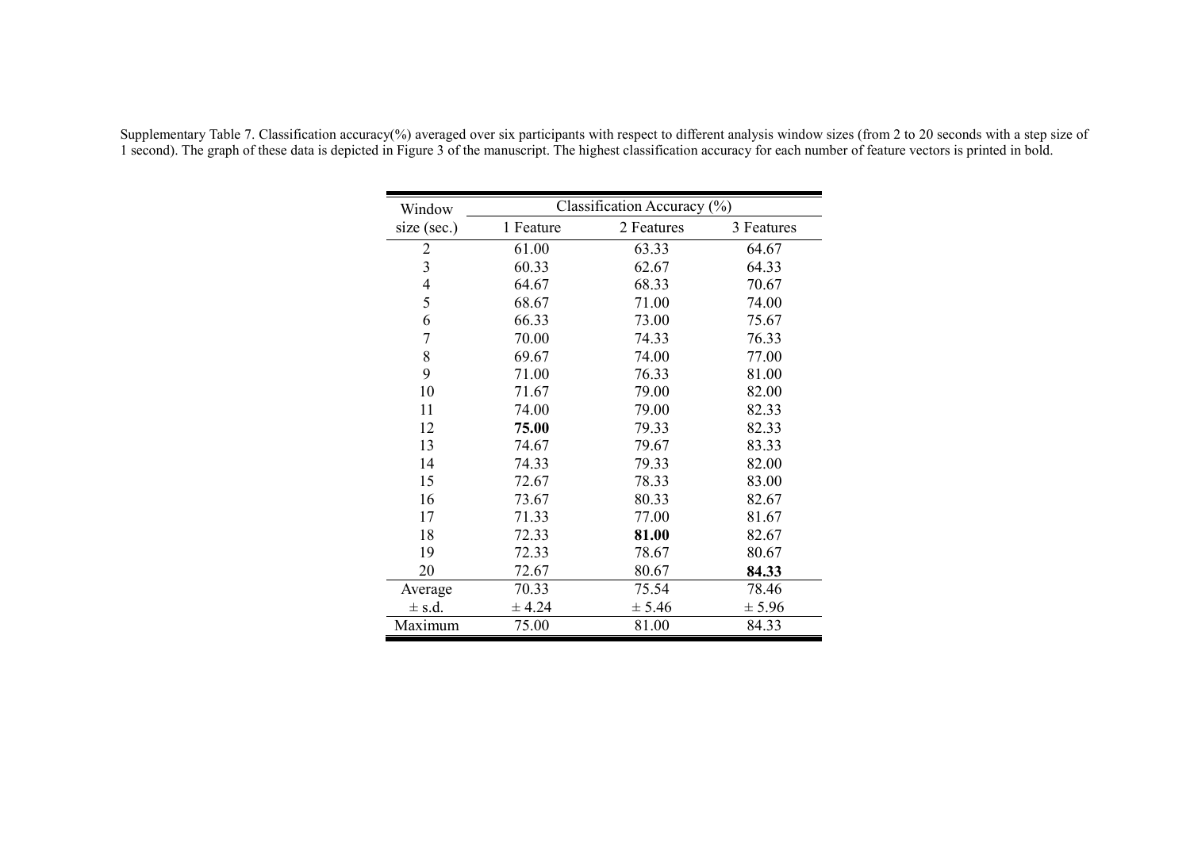Supplementary Table 7. Classification accuracy(%) averaged over six participants with respect to different analysis window sizes (from 2 to 20 seconds with a step size of 1 second). The graph of these data is depicted in Figure 3 of the manuscript. The highest classification accuracy for each number of feature vectors is printed in bold.

| Window size (sec.) | Classification Accuracy (%) | | |
|---|---|---|---|
| | 1 Feature | 2 Features | 3 Features |
| 2 | 61.00 | 63.33 | 64.67 |
| 3 | 60.33 | 62.67 | 64.33 |
| 4 | 64.67 | 68.33 | 70.67 |
| 5 | 68.67 | 71.00 | 74.00 |
| 6 | 66.33 | 73.00 | 75.67 |
| 7 | 70.00 | 74.33 | 76.33 |
| 8 | 69.67 | 74.00 | 77.00 |
| 9 | 71.00 | 76.33 | 81.00 |
| 10 | 71.67 | 79.00 | 82.00 |
| 11 | 74.00 | 79.00 | 82.33 |
| 12 | **75.00** | 79.33 | 82.33 |
| 13 | 74.67 | 79.67 | 83.33 |
| 14 | 74.33 | 79.33 | 82.00 |
| 15 | 72.67 | 78.33 | 83.00 |
| 16 | 73.67 | 80.33 | 82.67 |
| 17 | 71.33 | 77.00 | 81.67 |
| 18 | 72.33 | **81.00** | 82.67 |
| 19 | 72.33 | 78.67 | 80.67 |
| 20 | 72.67 | 80.67 | **84.33** |
| Average ± s.d. | 70.33 ± 4.24 | 75.54 ± 5.46 | 78.46 ± 5.96 |
| Maximum | 75.00 | 81.00 | 84.33 |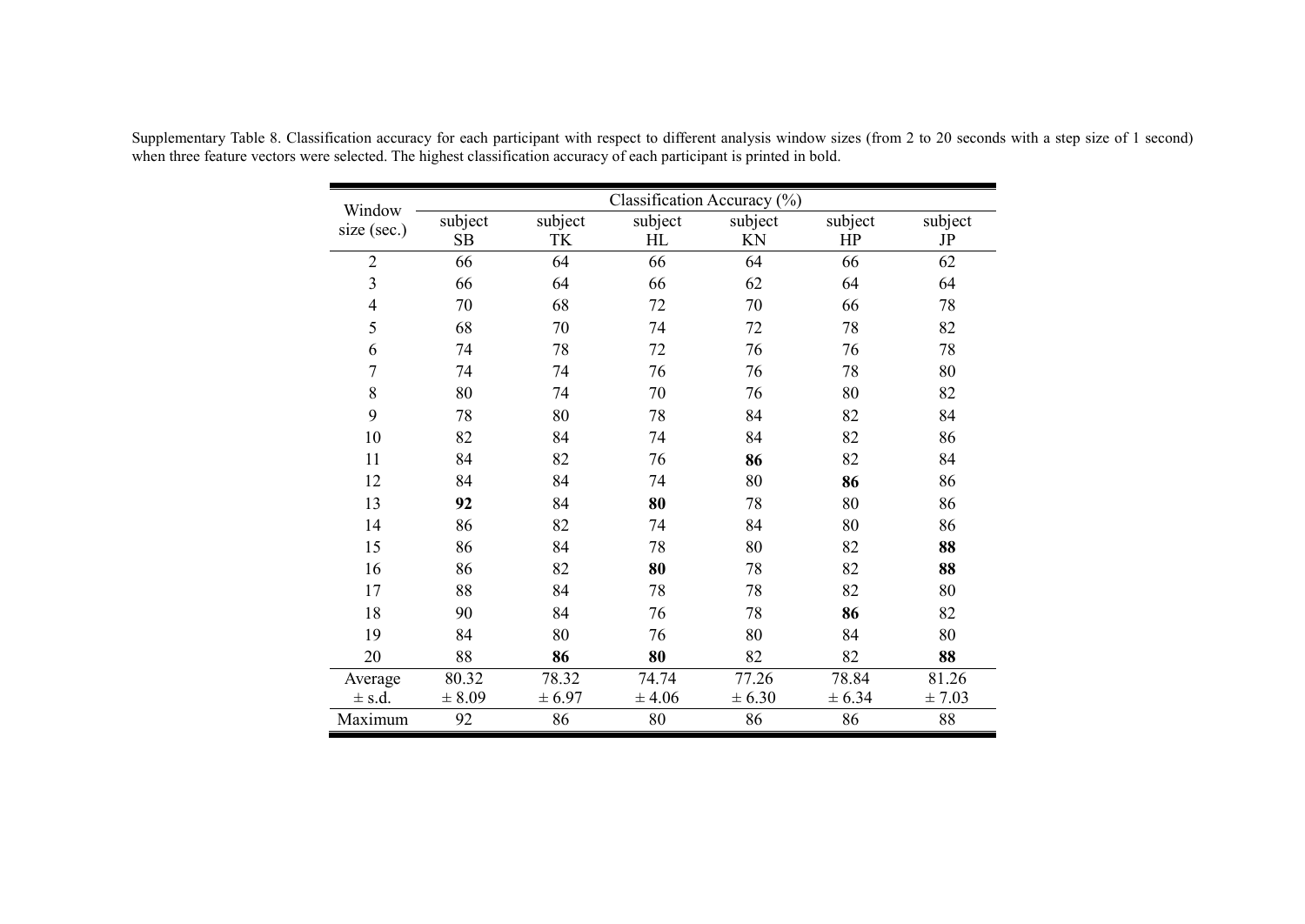Supplementary Table 8. Classification accuracy for each participant with respect to different analysis window sizes (from 2 to 20 seconds with a step size of 1 second) when three feature vectors were selected. The highest classification accuracy of each participant is printed in bold.

| Window size (sec.) | Classification Accuracy (%) | | | | | |
|---|---|---|---|---|---|---|
| | subject SB | subject TK | subject HL | subject KN | subject HP | subject JP |
| 2 | 66 | 64 | 66 | 64 | 66 | 62 |
| 3 | 66 | 64 | 66 | 62 | 64 | 64 |
| 4 | 70 | 68 | 72 | 70 | 66 | 78 |
| 5 | 68 | 70 | 74 | 72 | 78 | 82 |
| 6 | 74 | 78 | 72 | 76 | 76 | 78 |
| 7 | 74 | 74 | 76 | 76 | 78 | 80 |
| 8 | 80 | 74 | 70 | 76 | 80 | 82 |
| 9 | 78 | 80 | 78 | 84 | 82 | 84 |
| 10 | 82 | 84 | 74 | 84 | 82 | 86 |
| 11 | 84 | 82 | 76 | **86** | 82 | 84 |
| 12 | 84 | 84 | 74 | 80 | **86** | 86 |
| 13 | **92** | 84 | **80** | 78 | 80 | 86 |
| 14 | 86 | 82 | 74 | 84 | 80 | 86 |
| 15 | 86 | 84 | 78 | 80 | 82 | **88** |
| 16 | 86 | 82 | **80** | 78 | 82 | **88** |
| 17 | 88 | 84 | 78 | 78 | 82 | 80 |
| 18 | 90 | 84 | 76 | 78 | **86** | 82 |
| 19 | 84 | 80 | 76 | 80 | 84 | 80 |
| 20 | 88 | **86** | **80** | 82 | 82 | **88** |
| Average ± s.d. | 80.32 ± 8.09 | 78.32 ± 6.97 | 74.74 ± 4.06 | 77.26 ± 6.30 | 78.84 ± 6.34 | 81.26 ± 7.03 |
| Maximum | 92 | 86 | 80 | 86 | 86 | 88 |